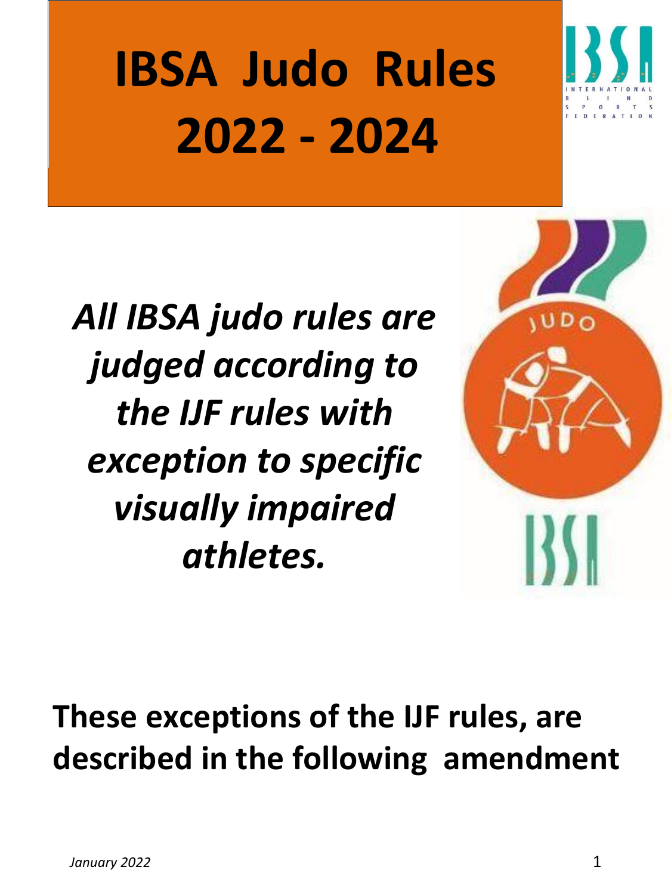# IBSA Judo Rules 2022 - 2024

*All IBSA judo rules are judged according to the IJF rules with exception to specific visually impaired athletes.*

**These exceptions of the IJF rules, are described in the following amendment**

*January 2022*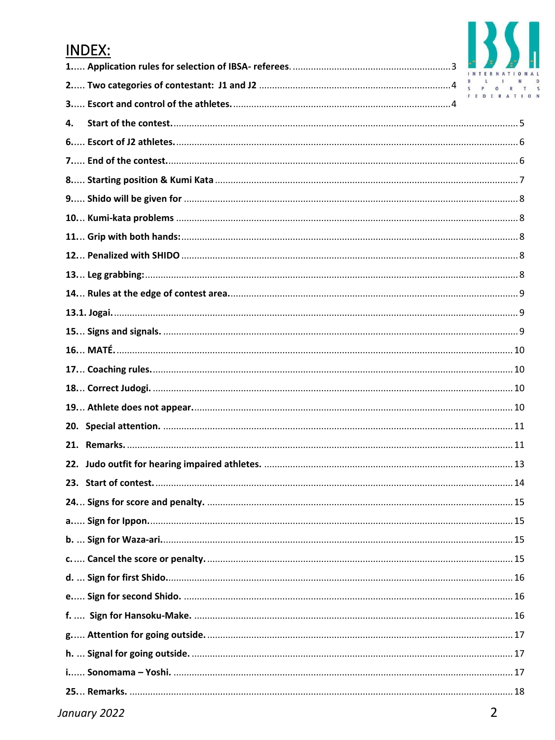# INDEX:

1..... Application rules for selection of IBSA- referees. ..... 3

2..... Two categories of contestant: J1 and J2 ..... 4

3..... Escort and control of the athletes. ..... 4

4. Start of the contest. ..... 5

6..... Escort of J2 athletes. ..... 6

7..... End of the contest. ..... 6

8..... Starting position & Kumi Kata ..... 7

9..... Shido will be given for ..... 8

10... Kumi-kata problems ..... 8

11... Grip with both hands: ..... 8

12... Penalized with SHIDO ..... 8

13... Leg grabbing: ..... 8

14... Rules at the edge of contest area. ..... 9

13.1. Jogai. ..... 9

15... Signs and signals. ..... 9

16... MATÉ. ..... 10

17... Coaching rules. ..... 10

18... Correct Judogi. ..... 10

19... Athlete does not appear. ..... 10

20. Special attention. ..... 11

21. Remarks. ..... 11

22. Judo outfit for hearing impaired athletes. ..... 13

23. Start of contest. ..... 14

24... Signs for score and penalty. ..... 15

a..... Sign for Ippon. ..... 15

b. ... Sign for Waza-ari. ..... 15

c. .... Cancel the score or penalty. ..... 15

d. ... Sign for first Shido. ..... 16

e..... Sign for second Shido. ..... 16

f. .... Sign for Hansoku-Make. ..... 16

g..... Attention for going outside. ..... 17

h. ... Signal for going outside. ..... 17

i...... Sonomama – Yoshi. ..... 17

25... Remarks. ..... 18

*January 2022*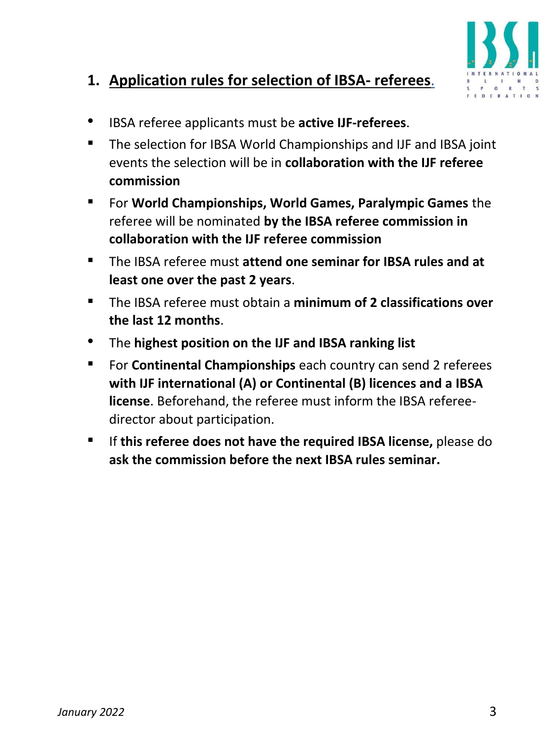## 1. Application rules for selection of IBSA- referees.

- IBSA referee applicants must be **active IJF-referees**.
- The selection for IBSA World Championships and IJF and IBSA joint events the selection will be in **collaboration with the IJF referee commission**
- For **World Championships, World Games, Paralympic Games** the referee will be nominated **by the IBSA referee commission in collaboration with the IJF referee commission**
- The IBSA referee must **attend one seminar for IBSA rules and at least one over the past 2 years**.
- The IBSA referee must obtain a **minimum of 2 classifications over the last 12 months**.
- The **highest position on the IJF and IBSA ranking list**
- For **Continental Championships** each country can send 2 referees **with IJF international (A) or Continental (B) licences and a IBSA license**. Beforehand, the referee must inform the IBSA referee-director about participation.
- If **this referee does not have the required IBSA license,** please do **ask the commission before the next IBSA rules seminar.**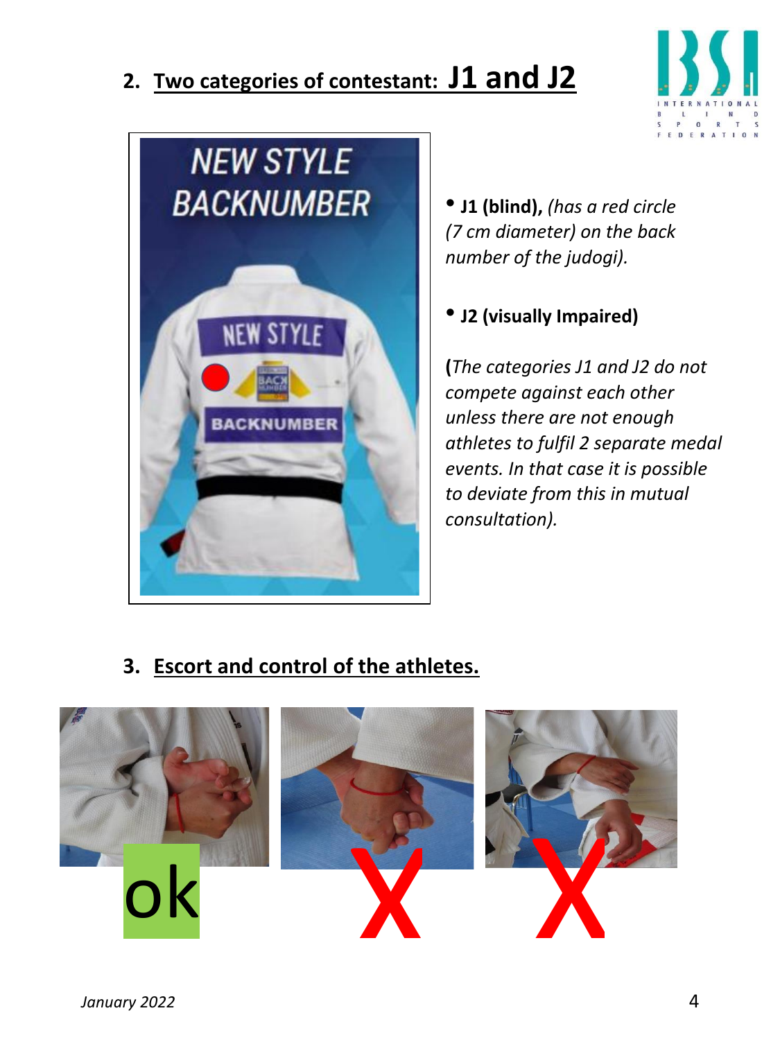## 2. Two categories of contestant: J1 and J2

- **J1 (blind),** *(has a red circle (7 cm diameter) on the back number of the judogi).*

- **J2 (visually Impaired)**

**(***The categories J1 and J2 do not compete against each other unless there are not enough athletes to fulfil 2 separate medal events. In that case it is possible to deviate from this in mutual consultation).*

## 3. Escort and control of the athletes.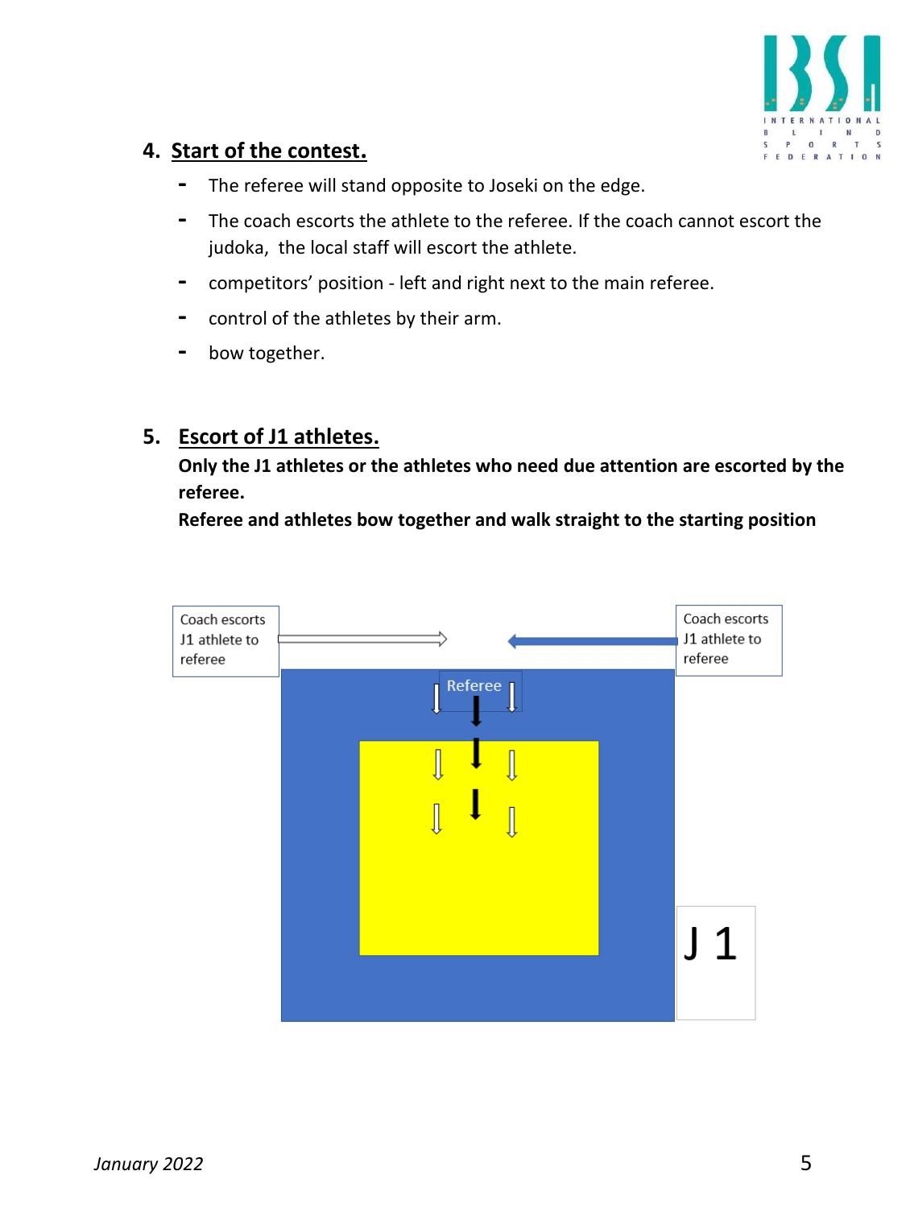## 4. Start of the contest.

- The referee will stand opposite to Joseki on the edge.
- The coach escorts the athlete to the referee. If the coach cannot escort the judoka, the local staff will escort the athlete.
- competitors' position - left and right next to the main referee.
- control of the athletes by their arm.
- bow together.

## 5. Escort of J1 athletes.

**Only the J1 athletes or the athletes who need due attention are escorted by the referee.**

**Referee and athletes bow together and walk straight to the starting position**

Coach escorts J1 athlete to referee

Coach escorts J1 athlete to referee

Referee

J 1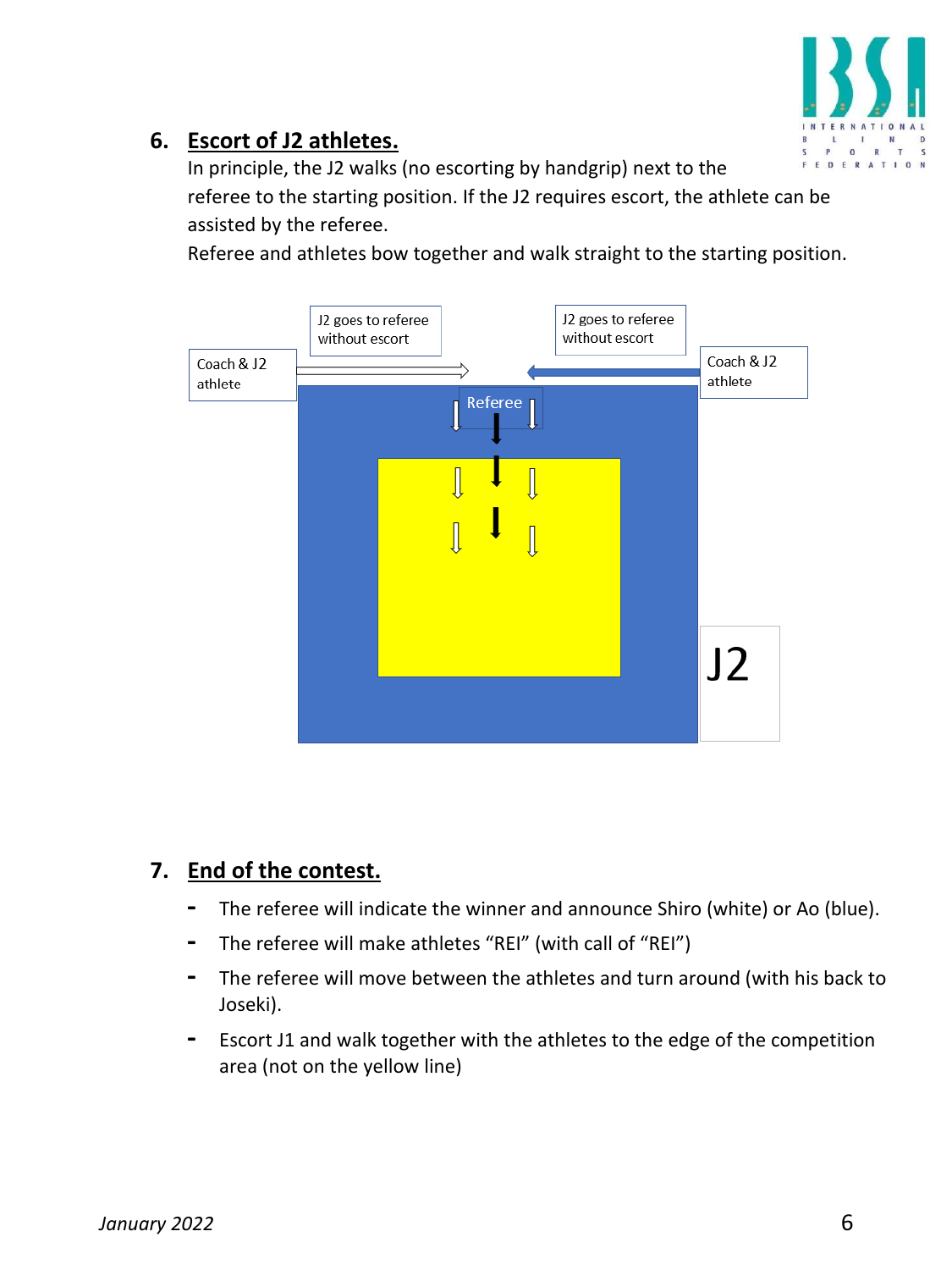## 6. Escort of J2 athletes.

In principle, the J2 walks (no escorting by handgrip) next to the referee to the starting position. If the J2 requires escort, the athlete can be assisted by the referee.

Referee and athletes bow together and walk straight to the starting position.

Coach & J2 athlete

J2 goes to referee without escort

J2 goes to referee without escort

Coach & J2 athlete

Referee

J2

## 7. End of the contest.

- The referee will indicate the winner and announce Shiro (white) or Ao (blue).
- The referee will make athletes “REI” (with call of “REI”)
- The referee will move between the athletes and turn around (with his back to Joseki).
- Escort J1 and walk together with the athletes to the edge of the competition area (not on the yellow line)

*January 2022*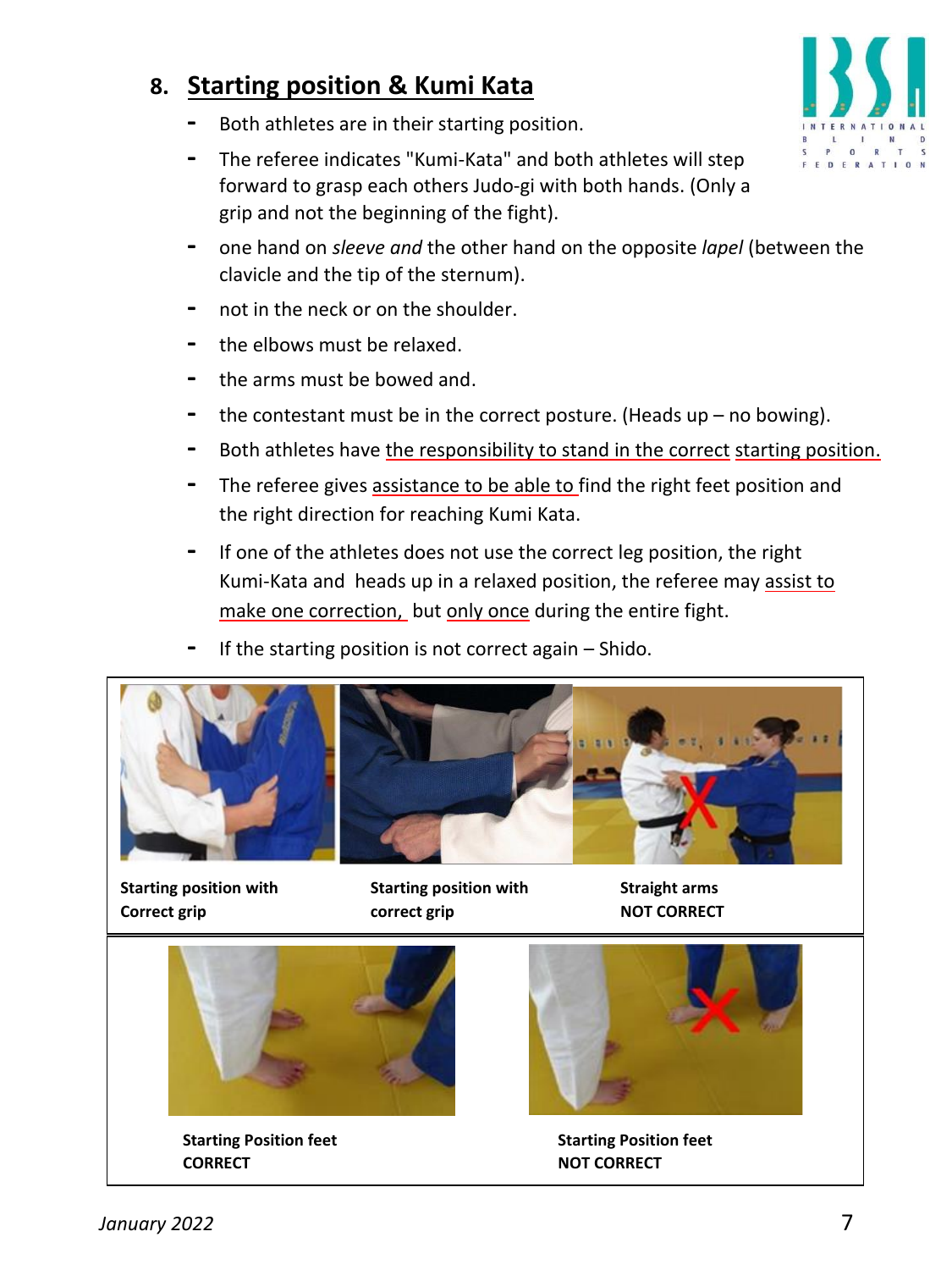## 8. Starting position & Kumi Kata

- Both athletes are in their starting position.
- The referee indicates "Kumi-Kata" and both athletes will step forward to grasp each others Judo-gi with both hands. (Only a grip and not the beginning of the fight).
- one hand on *sleeve and* the other hand on the opposite *lapel* (between the clavicle and the tip of the sternum).
- not in the neck or on the shoulder.
- the elbows must be relaxed.
- the arms must be bowed and.
- the contestant must be in the correct posture. (Heads up – no bowing).
- Both athletes have the responsibility to stand in the correct starting position.
- The referee gives assistance to be able to find the right feet position and the right direction for reaching Kumi Kata.
- If one of the athletes does not use the correct leg position, the right Kumi-Kata and heads up in a relaxed position, the referee may assist to make one correction, but only once during the entire fight.
- If the starting position is not correct again – Shido.

**Starting position with Correct grip**

**Starting position with correct grip**

**Straight arms NOT CORRECT**

**Starting Position feet CORRECT**

**Starting Position feet NOT CORRECT**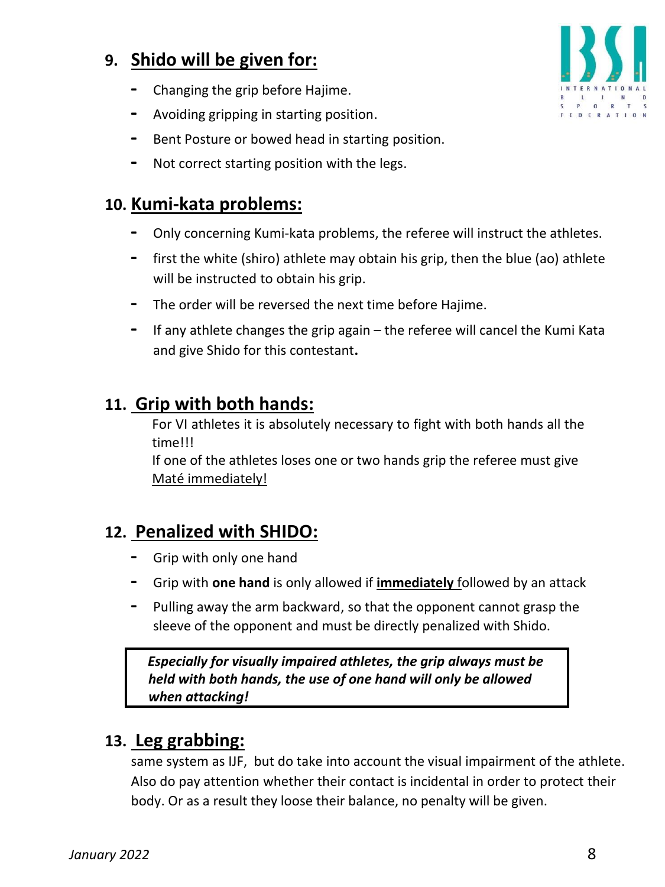## 9. Shido will be given for:

- Changing the grip before Hajime.
- Avoiding gripping in starting position.
- Bent Posture or bowed head in starting position.
- Not correct starting position with the legs.

## 10. Kumi-kata problems:

- Only concerning Kumi-kata problems, the referee will instruct the athletes.
- first the white (shiro) athlete may obtain his grip, then the blue (ao) athlete will be instructed to obtain his grip.
- The order will be reversed the next time before Hajime.
- If any athlete changes the grip again – the referee will cancel the Kumi Kata and give Shido for this contestant**.**

## 11. Grip with both hands:

For VI athletes it is absolutely necessary to fight with both hands all the time!!!
If one of the athletes loses one or two hands grip the referee must give Maté immediately!

## 12. Penalized with SHIDO:

- Grip with only one hand
- Grip with **one hand** is only allowed if **immediately** followed by an attack
- Pulling away the arm backward, so that the opponent cannot grasp the sleeve of the opponent and must be directly penalized with Shido.

> ***Especially for visually impaired athletes, the grip always must be held with both hands, the use of one hand will only be allowed when attacking!***

## 13. Leg grabbing:

same system as IJF, but do take into account the visual impairment of the athlete. Also do pay attention whether their contact is incidental in order to protect their body. Or as a result they loose their balance, no penalty will be given.

*January 2022*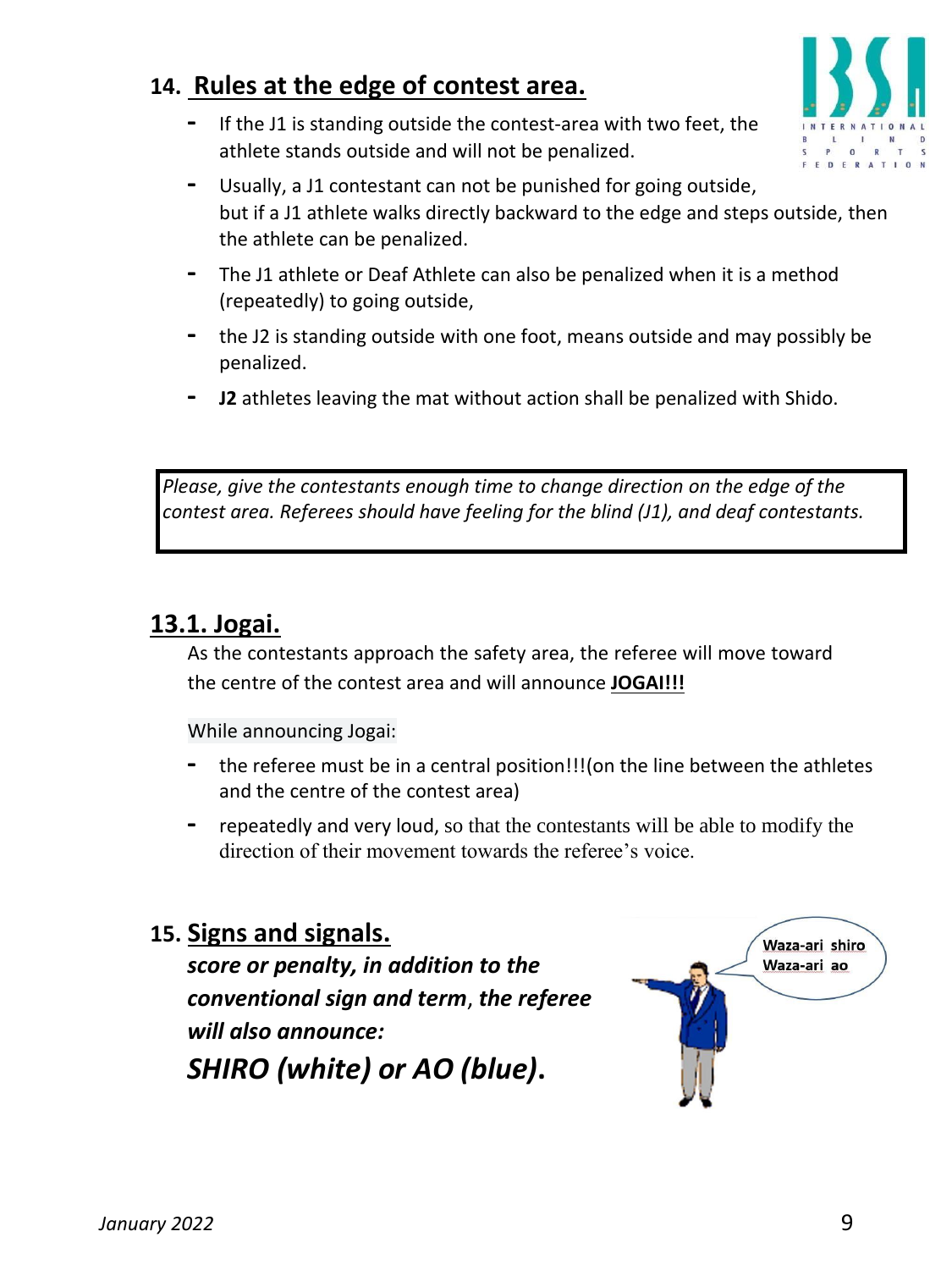## 14. Rules at the edge of contest area.

- If the J1 is standing outside the contest-area with two feet, the athlete stands outside and will not be penalized.
- Usually, a J1 contestant can not be punished for going outside, but if a J1 athlete walks directly backward to the edge and steps outside, then the athlete can be penalized.
- The J1 athlete or Deaf Athlete can also be penalized when it is a method (repeatedly) to going outside,
- the J2 is standing outside with one foot, means outside and may possibly be penalized.
- **J2** athletes leaving the mat without action shall be penalized with Shido.

*Please, give the contestants enough time to change direction on the edge of the contest area. Referees should have feeling for the blind (J1), and deaf contestants.*

## 13.1. Jogai.

As the contestants approach the safety area, the referee will move toward the centre of the contest area and will announce **JOGAI!!!**

While announcing Jogai:

- the referee must be in a central position!!!(on the line between the athletes and the centre of the contest area)
- repeatedly and very loud, so that the contestants will be able to modify the direction of their movement towards the referee's voice.

## 15. Signs and signals.

***score or penalty, in addition to the conventional sign and term, the referee will also announce:***

***SHIRO (white) or AO (blue).***

Waza-ari shiro
Waza-ari ao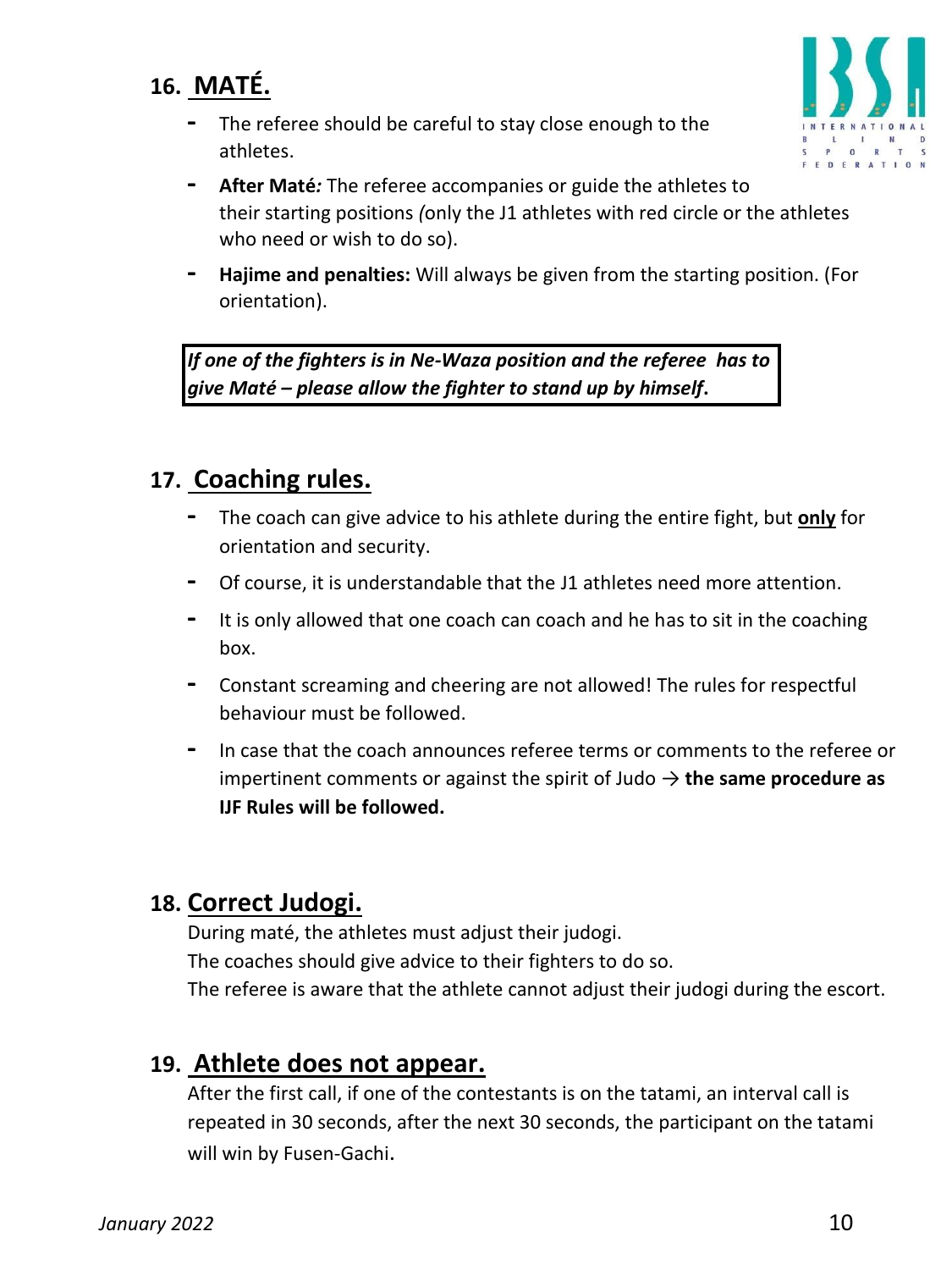## 16. MATÉ.

- The referee should be careful to stay close enough to the athletes.
- **After Maté***:* The referee accompanies or guide the athletes to their starting positions *(*only the J1 athletes with red circle or the athletes who need or wish to do so).
- **Hajime and penalties:** Will always be given from the starting position. (For orientation).

***If one of the fighters is in Ne-Waza position and the referee has to give Maté – please allow the fighter to stand up by himself*.**

## 17. Coaching rules.

- The coach can give advice to his athlete during the entire fight, but **only** for orientation and security.
- Of course, it is understandable that the J1 athletes need more attention.
- It is only allowed that one coach can coach and he has to sit in the coaching box.
- Constant screaming and cheering are not allowed! The rules for respectful behaviour must be followed.
- In case that the coach announces referee terms or comments to the referee or impertinent comments or against the spirit of Judo → **the same procedure as IJF Rules will be followed.**

## 18. Correct Judogi.

During maté, the athletes must adjust their judogi.
The coaches should give advice to their fighters to do so.
The referee is aware that the athlete cannot adjust their judogi during the escort.

## 19. Athlete does not appear.

After the first call, if one of the contestants is on the tatami, an interval call is repeated in 30 seconds, after the next 30 seconds, the participant on the tatami will win by Fusen-Gachi.

*January 2022*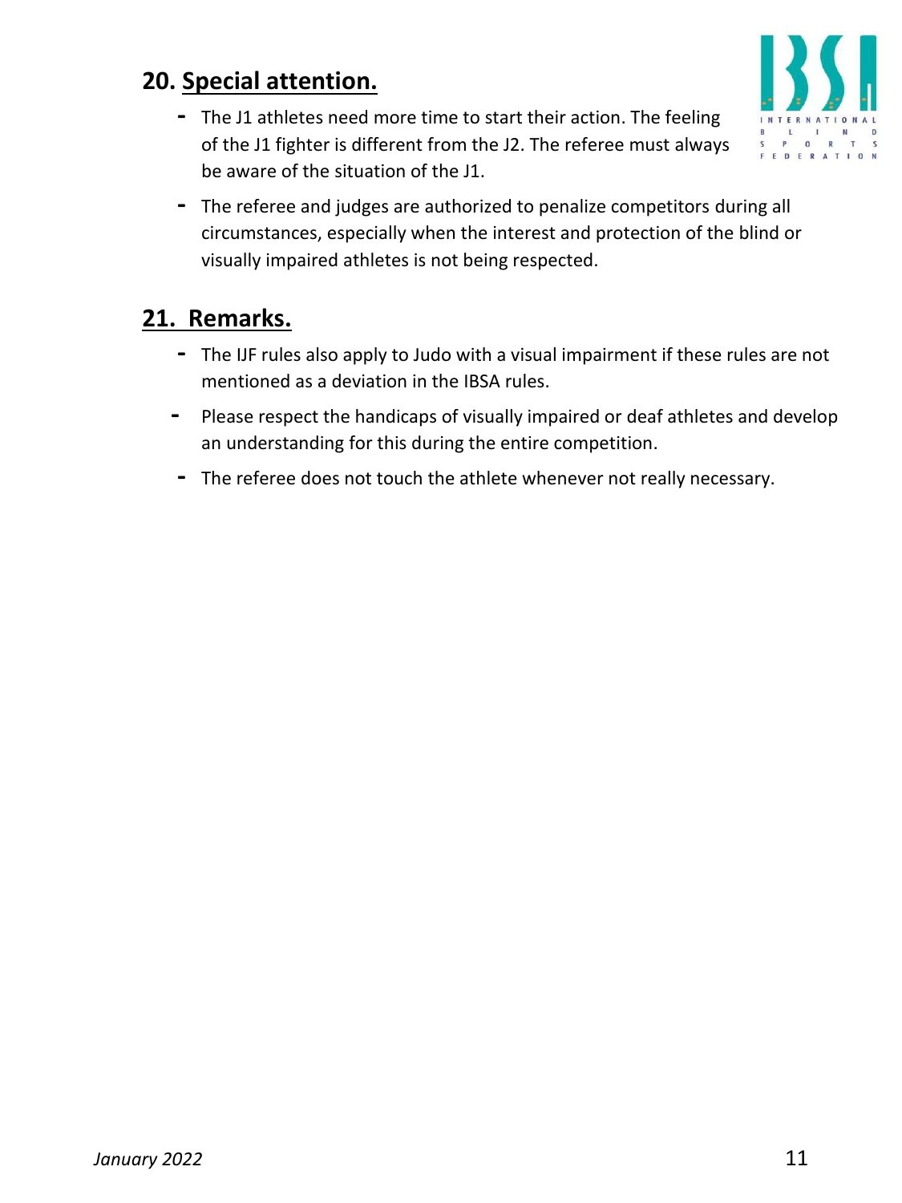## 20. Special attention.

- The J1 athletes need more time to start their action. The feeling of the J1 fighter is different from the J2. The referee must always be aware of the situation of the J1.
- The referee and judges are authorized to penalize competitors during all circumstances, especially when the interest and protection of the blind or visually impaired athletes is not being respected.

## 21. Remarks.

- The IJF rules also apply to Judo with a visual impairment if these rules are not mentioned as a deviation in the IBSA rules.
- Please respect the handicaps of visually impaired or deaf athletes and develop an understanding for this during the entire competition.
- The referee does not touch the athlete whenever not really necessary.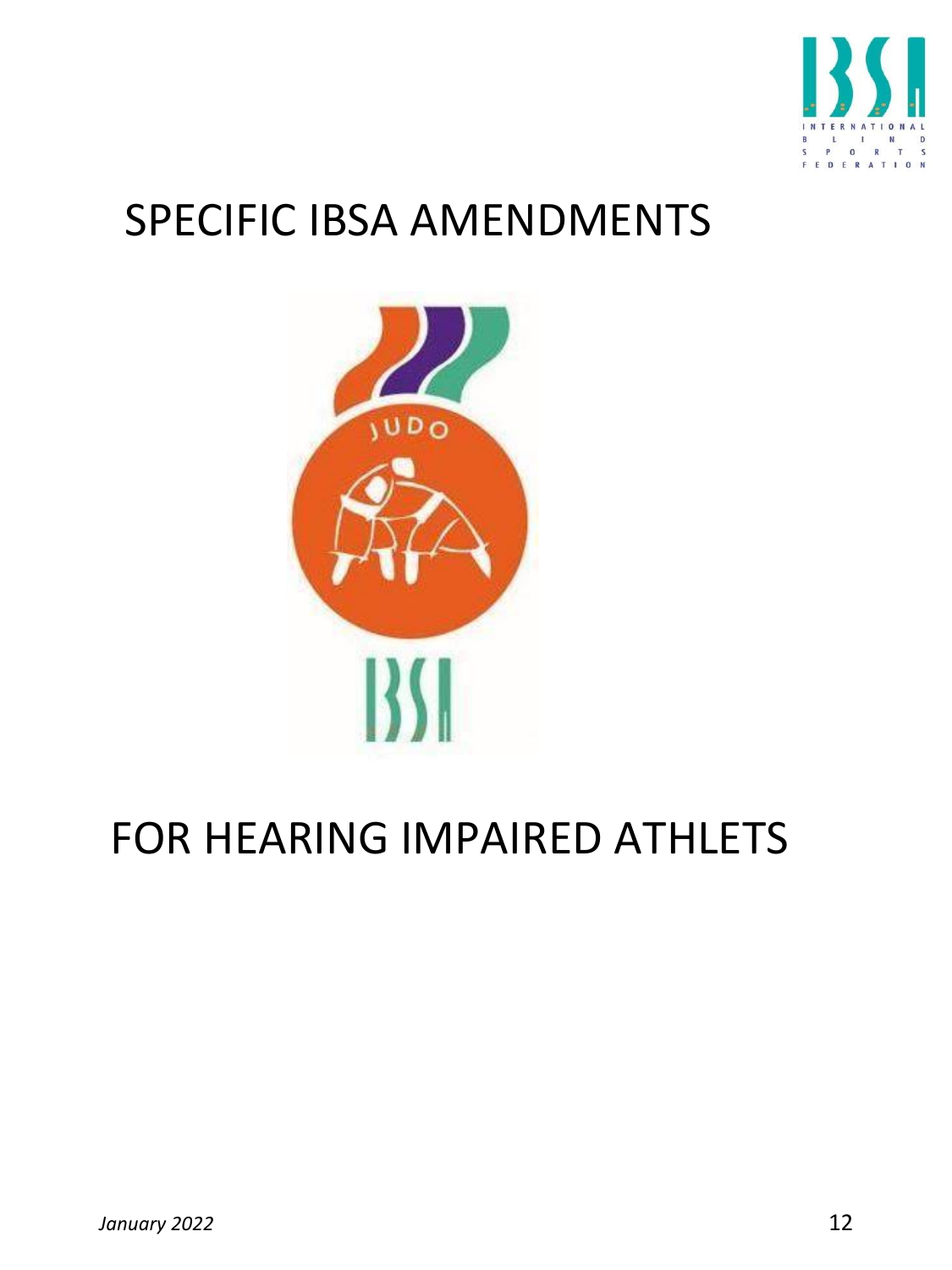# SPECIFIC IBSA AMENDMENTS

# FOR HEARING IMPAIRED ATHLETS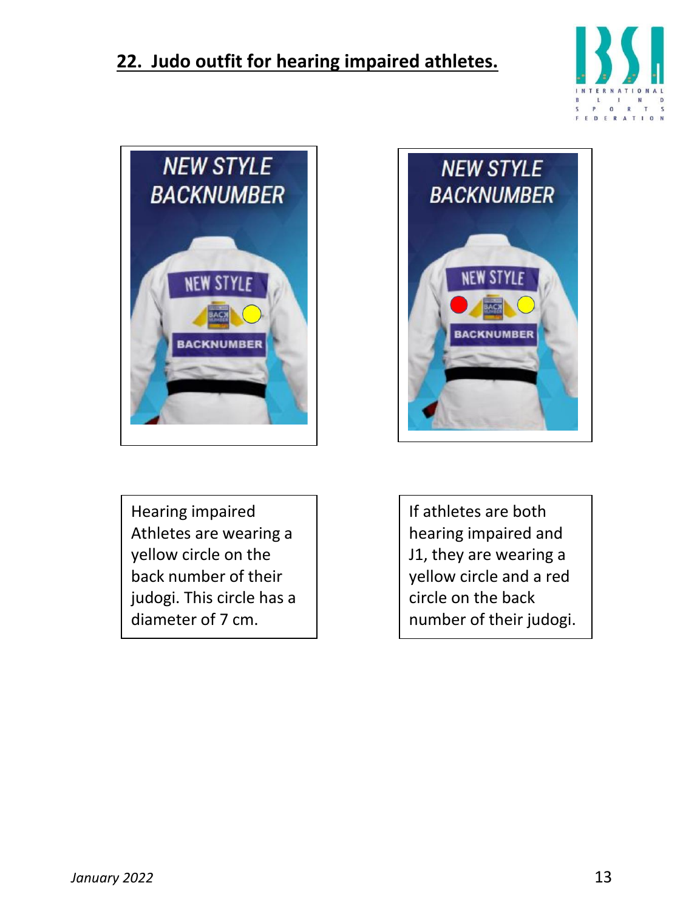## 22. Judo outfit for hearing impaired athletes.

Hearing impaired Athletes are wearing a yellow circle on the back number of their judogi. This circle has a diameter of 7 cm.

If athletes are both hearing impaired and J1, they are wearing a yellow circle and a red circle on the back number of their judogi.

*January 2022*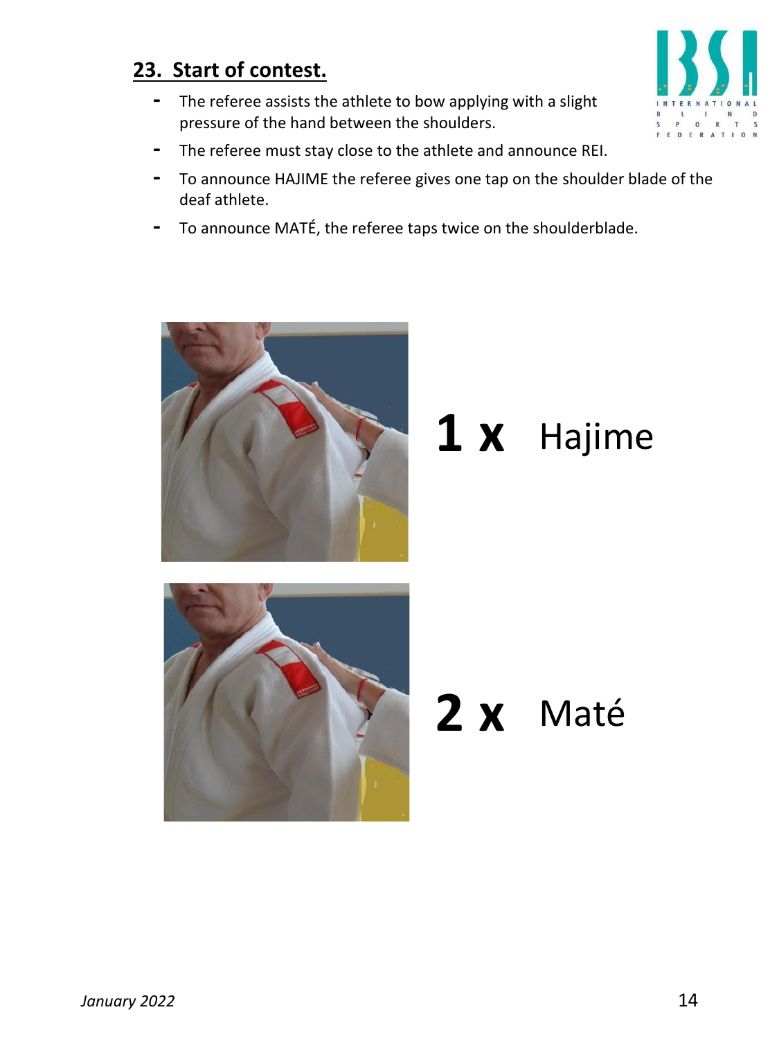## 23. Start of contest.

- The referee assists the athlete to bow applying with a slight pressure of the hand between the shoulders.
- The referee must stay close to the athlete and announce REI.
- To announce HAJIME the referee gives one tap on the shoulder blade of the deaf athlete.
- To announce MATÉ, the referee taps twice on the shoulderblade.

**1 x** Hajime

**2 x** Maté

*January 2022*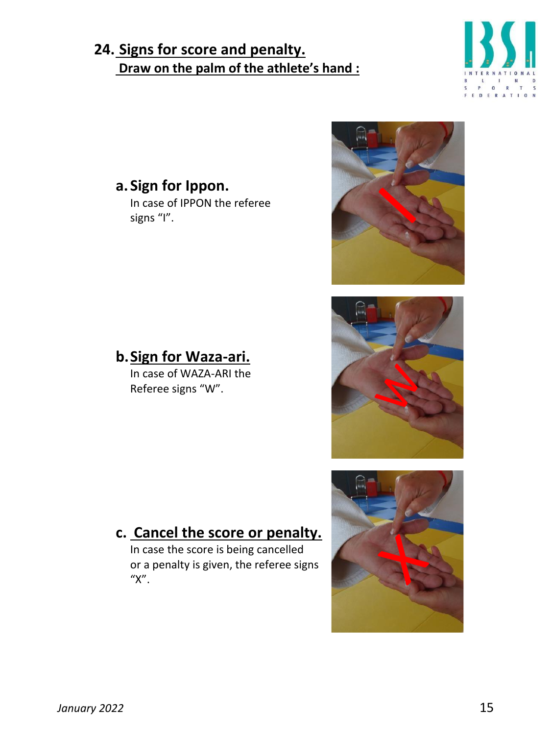## 24. Signs for score and penalty.

**Draw on the palm of the athlete's hand :**

### a. Sign for Ippon.

In case of IPPON the referee signs "I".

### b. Sign for Waza-ari.

In case of WAZA-ARI the Referee signs "W".

### c. Cancel the score or penalty.

In case the score is being cancelled or a penalty is given, the referee signs "X".

*January 2022*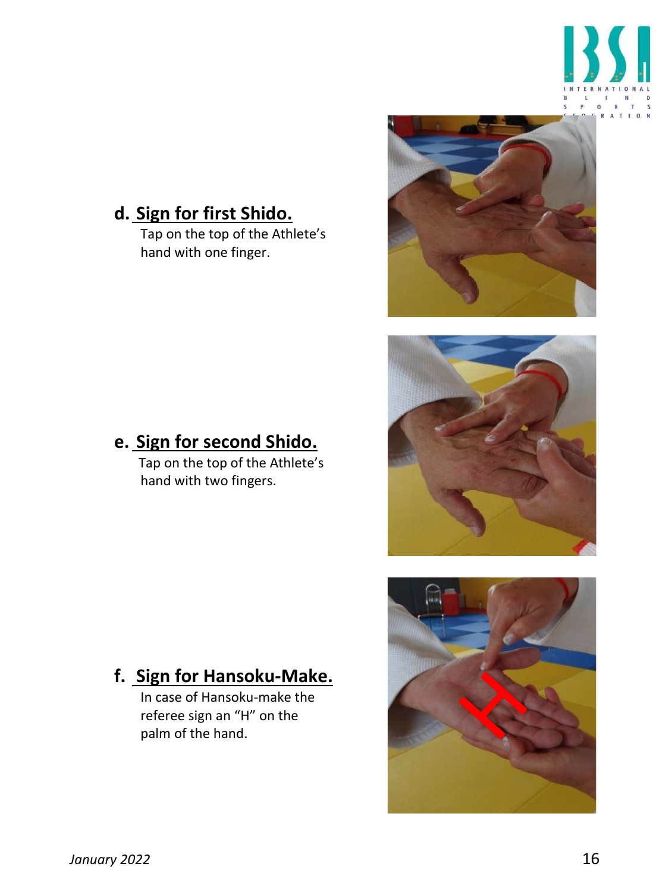**d. Sign for first Shido.**

Tap on the top of the Athlete's hand with one finger.

**e. Sign for second Shido.**

Tap on the top of the Athlete's hand with two fingers.

**f. Sign for Hansoku-Make.**

In case of Hansoku-make the referee sign an "H" on the palm of the hand.

*January 2022*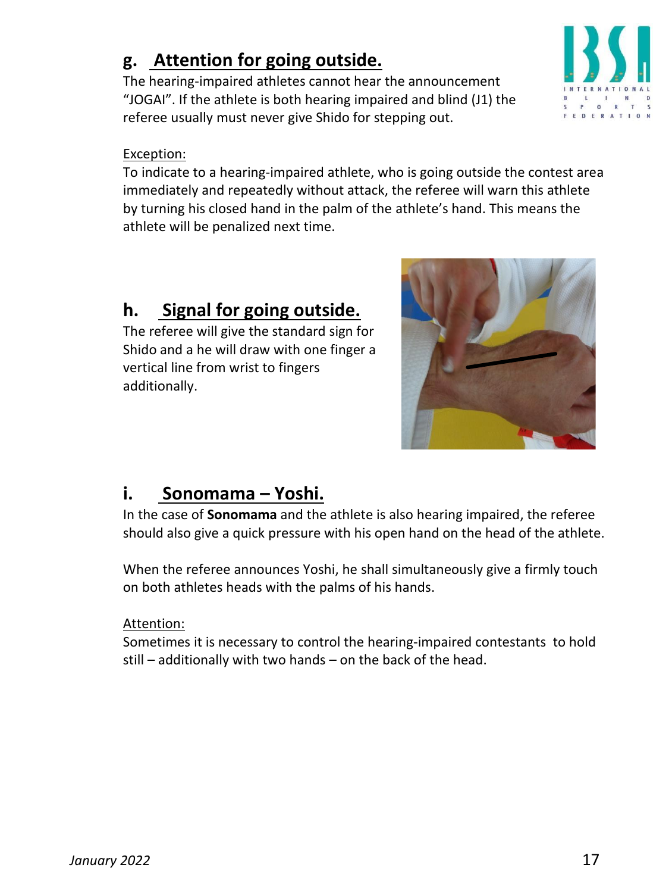## g. Attention for going outside.

The hearing-impaired athletes cannot hear the announcement "JOGAI". If the athlete is both hearing impaired and blind (J1) the referee usually must never give Shido for stepping out.

Exception:

To indicate to a hearing-impaired athlete, who is going outside the contest area immediately and repeatedly without attack, the referee will warn this athlete by turning his closed hand in the palm of the athlete's hand. This means the athlete will be penalized next time.

## h. Signal for going outside.

The referee will give the standard sign for Shido and a he will draw with one finger a vertical line from wrist to fingers additionally.

## i. Sonomama – Yoshi.

In the case of **Sonomama** and the athlete is also hearing impaired, the referee should also give a quick pressure with his open hand on the head of the athlete.

When the referee announces Yoshi, he shall simultaneously give a firmly touch on both athletes heads with the palms of his hands.

Attention:

Sometimes it is necessary to control the hearing-impaired contestants to hold still – additionally with two hands – on the back of the head.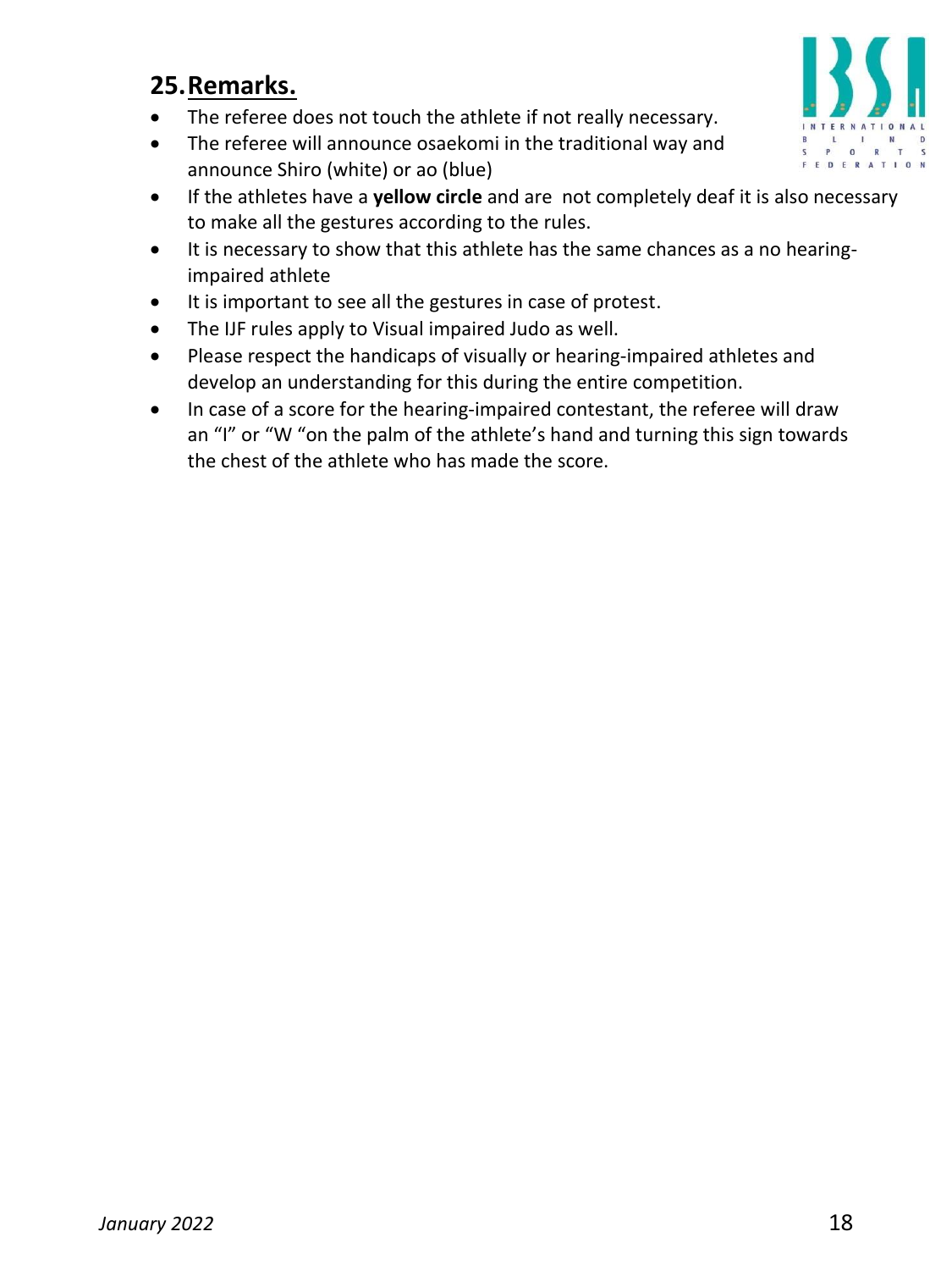## 25. Remarks.

- The referee does not touch the athlete if not really necessary.
- The referee will announce osaekomi in the traditional way and announce Shiro (white) or ao (blue)
- If the athletes have a **yellow circle** and are  not completely deaf it is also necessary to make all the gestures according to the rules.
- It is necessary to show that this athlete has the same chances as a no hearing-impaired athlete
- It is important to see all the gestures in case of protest.
- The IJF rules apply to Visual impaired Judo as well.
- Please respect the handicaps of visually or hearing-impaired athletes and develop an understanding for this during the entire competition.
- In case of a score for the hearing-impaired contestant, the referee will draw an "I" or "W "on the palm of the athlete's hand and turning this sign towards the chest of the athlete who has made the score.